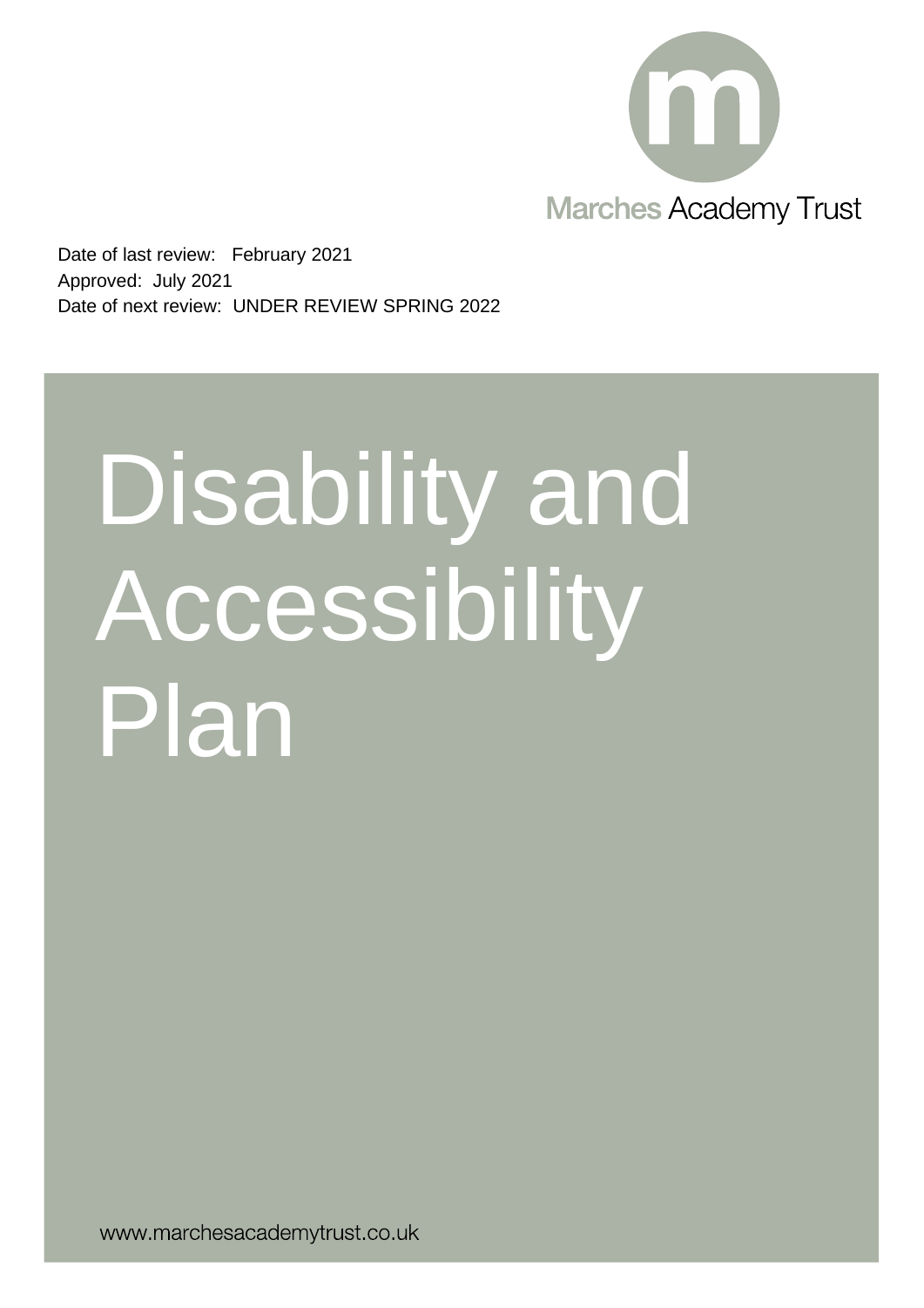Marches Academy Trust

Date of last review: February 2021
Approved: July 2021
Date of next review: UNDER REVIEW SPRING 2022

# Disability and Accessibility Plan

www.marchesacademytrust.co.uk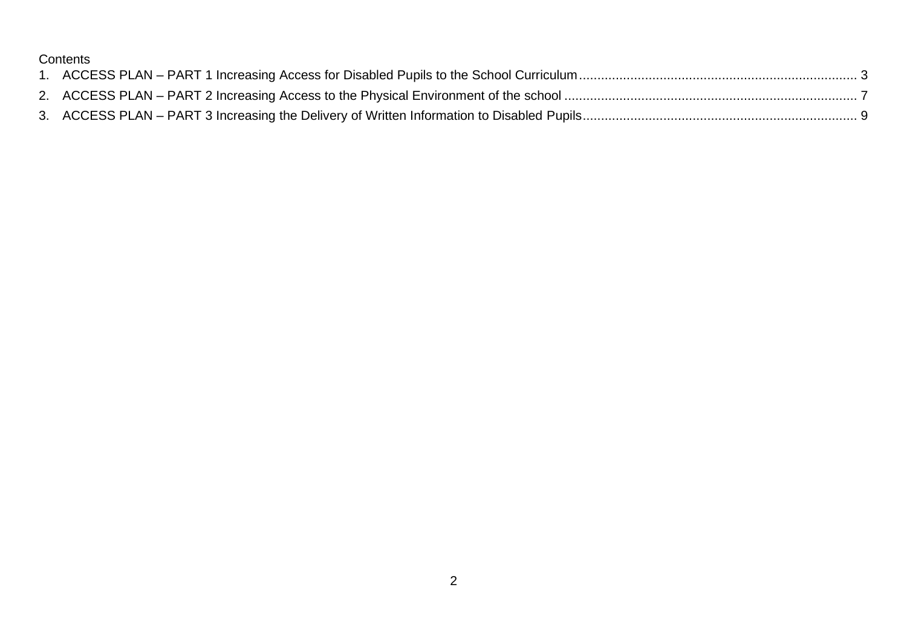Contents

1. ACCESS PLAN – PART 1 Increasing Access for Disabled Pupils to the School Curriculum ............ 3
2. ACCESS PLAN – PART 2 Increasing Access to the Physical Environment of the school ............ 7
3. ACCESS PLAN – PART 3 Increasing the Delivery of Written Information to Disabled Pupils ............ 9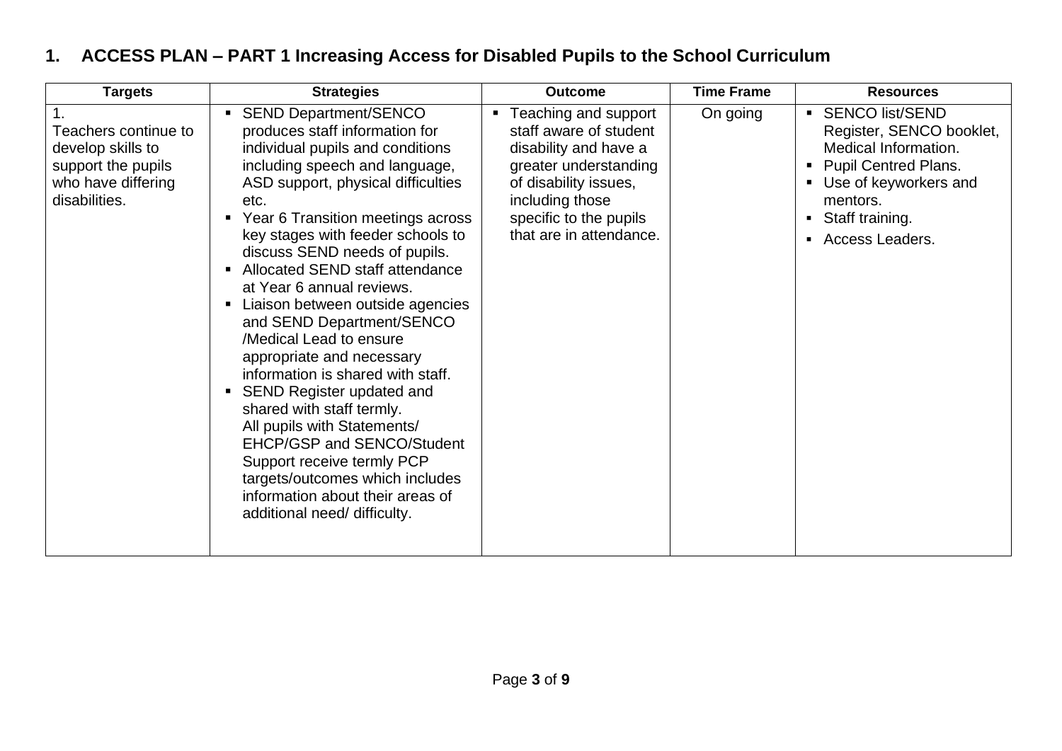# 1. ACCESS PLAN – PART 1 Increasing Access for Disabled Pupils to the School Curriculum

| Targets | Strategies | Outcome | Time Frame | Resources |
|---|---|---|---|---|
| 1. Teachers continue to develop skills to support the pupils who have differing disabilities. | ▪ SEND Department/SENCO produces staff information for individual pupils and conditions including speech and language, ASD support, physical difficulties etc.<br>▪ Year 6 Transition meetings across key stages with feeder schools to discuss SEND needs of pupils.<br>▪ Allocated SEND staff attendance at Year 6 annual reviews.<br>▪ Liaison between outside agencies and SEND Department/SENCO /Medical Lead to ensure appropriate and necessary information is shared with staff.<br>▪ SEND Register updated and shared with staff termly. All pupils with Statements/ EHCP/GSP and SENCO/Student Support receive termly PCP targets/outcomes which includes information about their areas of additional need/ difficulty. | ▪ Teaching and support staff aware of student disability and have a greater understanding of disability issues, including those specific to the pupils that are in attendance. | On going | ▪ SENCO list/SEND Register, SENCO booklet, Medical Information.<br>▪ Pupil Centred Plans.<br>▪ Use of keyworkers and mentors.<br>▪ Staff training.<br>▪ Access Leaders. |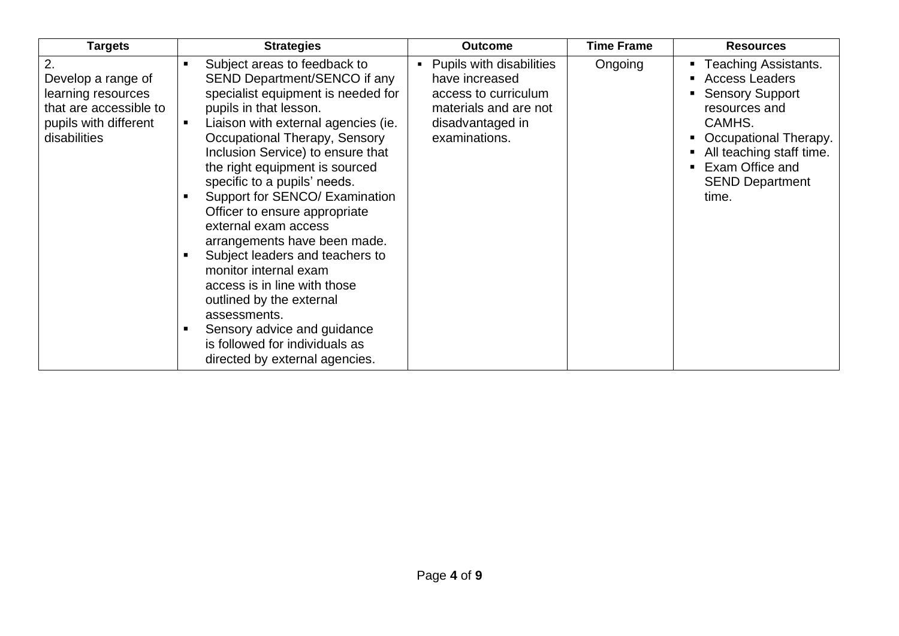| Targets | Strategies | Outcome | Time Frame | Resources |
|---|---|---|---|---|
| 2.<br>Develop a range of learning resources that are accessible to pupils with different disabilities | ▪ Subject areas to feedback to SEND Department/SENCO if any specialist equipment is needed for pupils in that lesson.<br>▪ Liaison with external agencies (ie. Occupational Therapy, Sensory Inclusion Service) to ensure that the right equipment is sourced specific to a pupils' needs.<br>▪ Support for SENCO/ Examination Officer to ensure appropriate external exam access arrangements have been made.<br>▪ Subject leaders and teachers to monitor internal exam access is in line with those outlined by the external assessments.<br>▪ Sensory advice and guidance is followed for individuals as directed by external agencies. | ▪ Pupils with disabilities have increased access to curriculum materials and are not disadvantaged in examinations. | Ongoing | ▪ Teaching Assistants.<br>▪ Access Leaders<br>▪ Sensory Support resources and CAMHS.<br>▪ Occupational Therapy.<br>▪ All teaching staff time.<br>▪ Exam Office and SEND Department time. |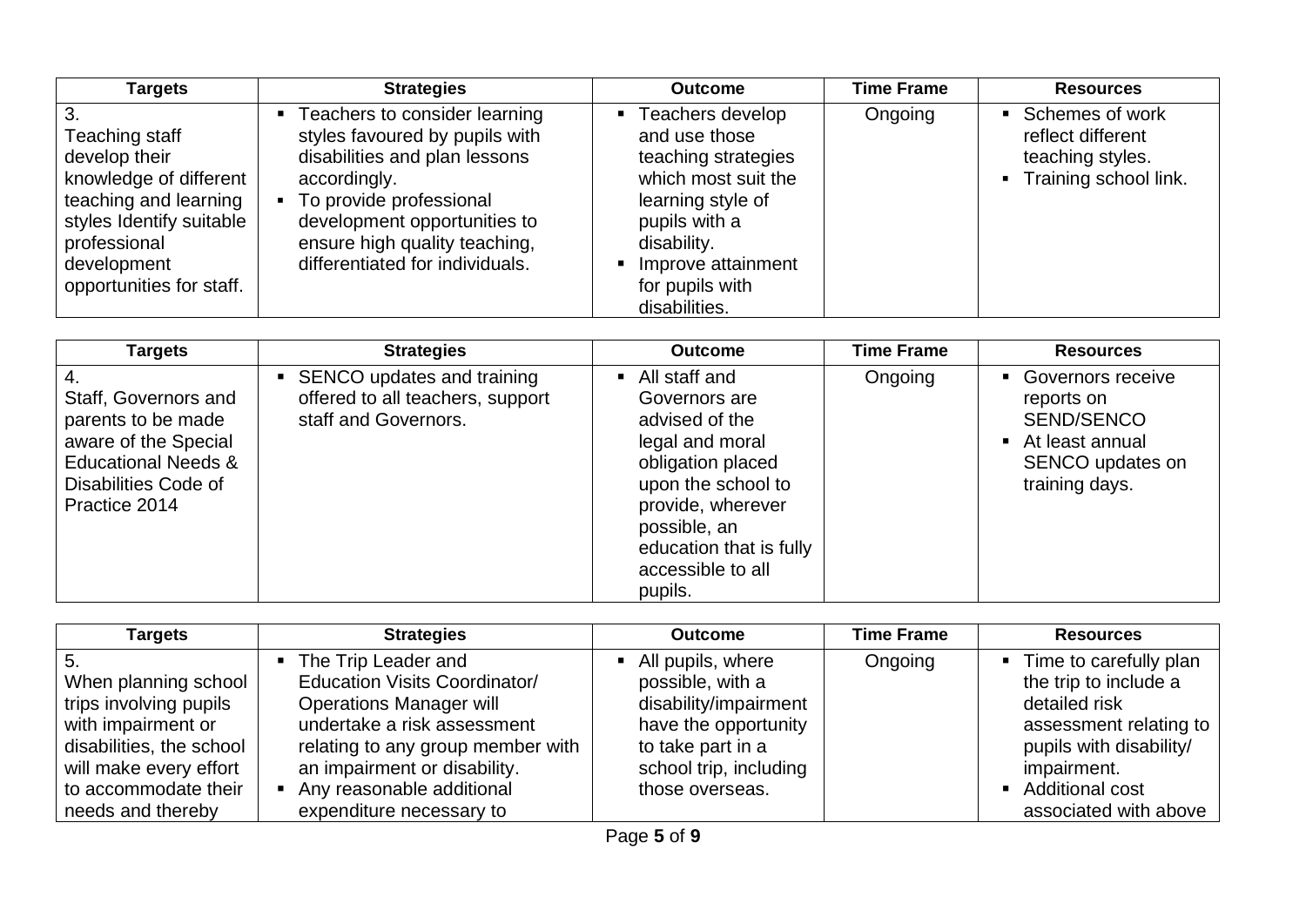| Targets | Strategies | Outcome | Time Frame | Resources |
|---|---|---|---|---|
| 3. Teaching staff develop their knowledge of different teaching and learning styles Identify suitable professional development opportunities for staff. | ▪ Teachers to consider learning styles favoured by pupils with disabilities and plan lessons accordingly. ▪ To provide professional development opportunities to ensure high quality teaching, differentiated for individuals. | ▪ Teachers develop and use those teaching strategies which most suit the learning style of pupils with a disability. ▪ Improve attainment for pupils with disabilities. | Ongoing | ▪ Schemes of work reflect different teaching styles. ▪ Training school link. |

| Targets | Strategies | Outcome | Time Frame | Resources |
|---|---|---|---|---|
| 4. Staff, Governors and parents to be made aware of the Special Educational Needs & Disabilities Code of Practice 2014 | ▪ SENCO updates and training offered to all teachers, support staff and Governors. | ▪ All staff and Governors are advised of the legal and moral obligation placed upon the school to provide, wherever possible, an education that is fully accessible to all pupils. | Ongoing | ▪ Governors receive reports on SEND/SENCO ▪ At least annual SENCO updates on training days. |

| Targets | Strategies | Outcome | Time Frame | Resources |
|---|---|---|---|---|
| 5. When planning school trips involving pupils with impairment or disabilities, the school will make every effort to accommodate their needs and thereby | ▪ The Trip Leader and Education Visits Coordinator/ Operations Manager will undertake a risk assessment relating to any group member with an impairment or disability. ▪ Any reasonable additional expenditure necessary to | ▪ All pupils, where possible, with a disability/impairment have the opportunity to take part in a school trip, including those overseas. | Ongoing | ▪ Time to carefully plan the trip to include a detailed risk assessment relating to pupils with disability/ impairment. ▪ Additional cost associated with above |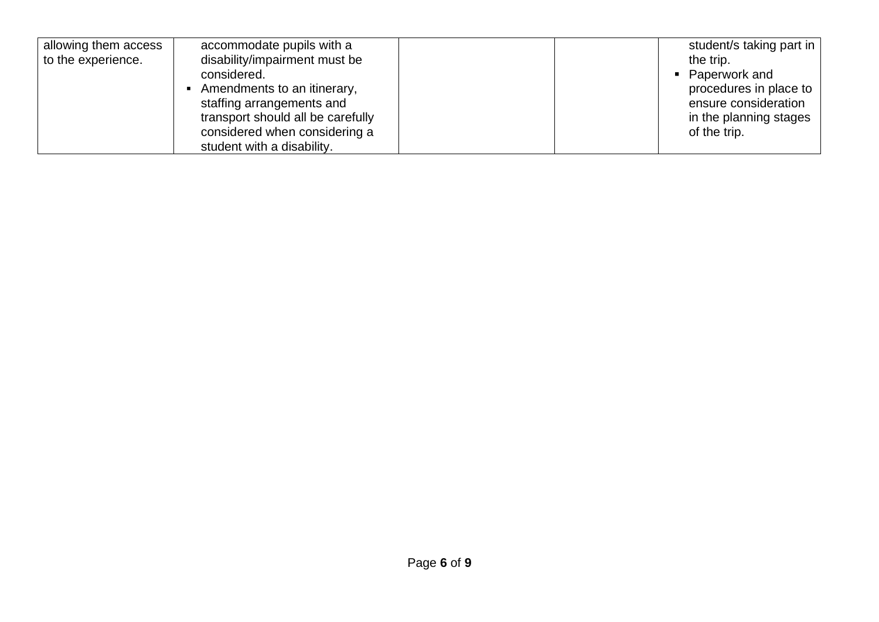| | | | | |
|---|---|---|---|---|
| allowing them access to the experience. | accommodate pupils with a disability/impairment must be considered.<br>▪ Amendments to an itinerary, staffing arrangements and transport should all be carefully considered when considering a student with a disability. | | | student/s taking part in the trip.<br>▪ Paperwork and procedures in place to ensure consideration in the planning stages of the trip. |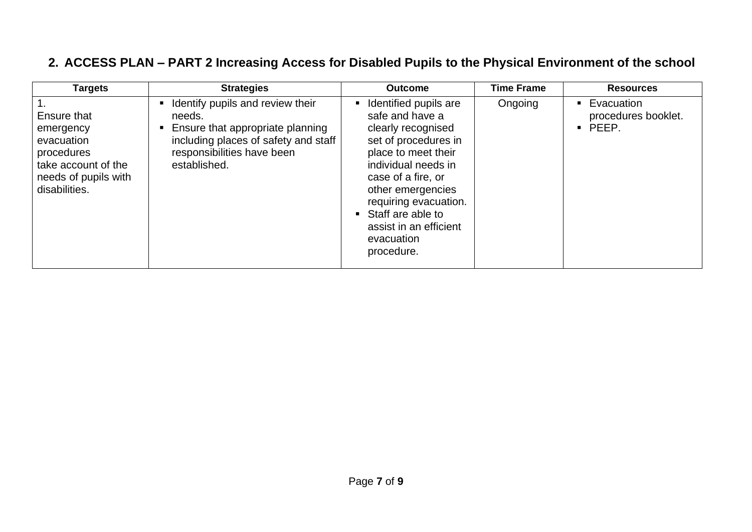## 2. ACCESS PLAN – PART 2 Increasing Access for Disabled Pupils to the Physical Environment of the school

| Targets | Strategies | Outcome | Time Frame | Resources |
|---|---|---|---|---|
| 1. Ensure that emergency evacuation procedures take account of the needs of pupils with disabilities. | ▪ Identify pupils and review their needs.<br>▪ Ensure that appropriate planning including places of safety and staff responsibilities have been established. | ▪ Identified pupils are safe and have a clearly recognised set of procedures in place to meet their individual needs in case of a fire, or other emergencies requiring evacuation.<br>▪ Staff are able to assist in an efficient evacuation procedure. | Ongoing | ▪ Evacuation procedures booklet.<br>▪ PEEP. |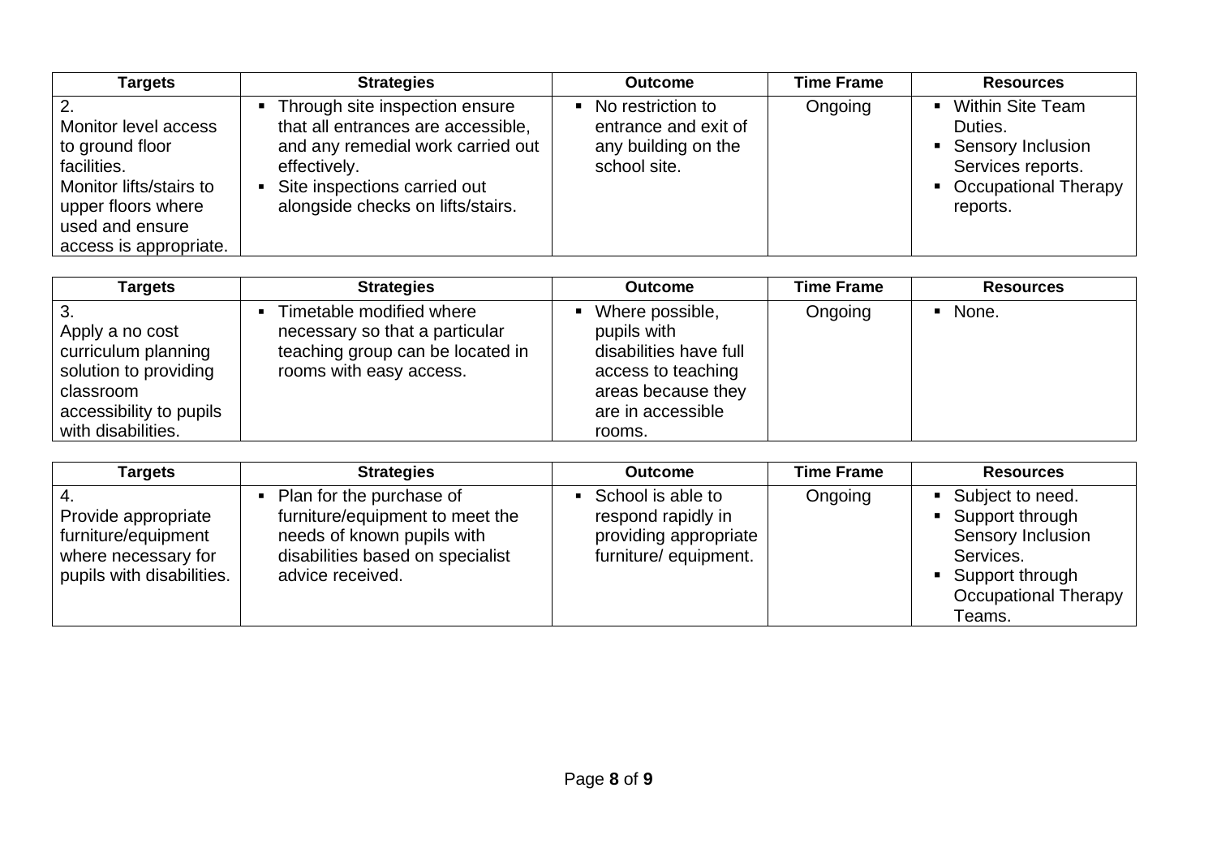| Targets | Strategies | Outcome | Time Frame | Resources |
|---|---|---|---|---|
| 2. Monitor level access to ground floor facilities. Monitor lifts/stairs to upper floors where used and ensure access is appropriate. | ▪ Through site inspection ensure that all entrances are accessible, and any remedial work carried out effectively. ▪ Site inspections carried out alongside checks on lifts/stairs. | ▪ No restriction to entrance and exit of any building on the school site. | Ongoing | ▪ Within Site Team Duties. ▪ Sensory Inclusion Services reports. ▪ Occupational Therapy reports. |

| Targets | Strategies | Outcome | Time Frame | Resources |
|---|---|---|---|---|
| 3. Apply a no cost curriculum planning solution to providing classroom accessibility to pupils with disabilities. | ▪ Timetable modified where necessary so that a particular teaching group can be located in rooms with easy access. | ▪ Where possible, pupils with disabilities have full access to teaching areas because they are in accessible rooms. | Ongoing | ▪ None. |

| Targets | Strategies | Outcome | Time Frame | Resources |
|---|---|---|---|---|
| 4. Provide appropriate furniture/equipment where necessary for pupils with disabilities. | ▪ Plan for the purchase of furniture/equipment to meet the needs of known pupils with disabilities based on specialist advice received. | ▪ School is able to respond rapidly in providing appropriate furniture/ equipment. | Ongoing | ▪ Subject to need. ▪ Support through Sensory Inclusion Services. ▪ Support through Occupational Therapy Teams. |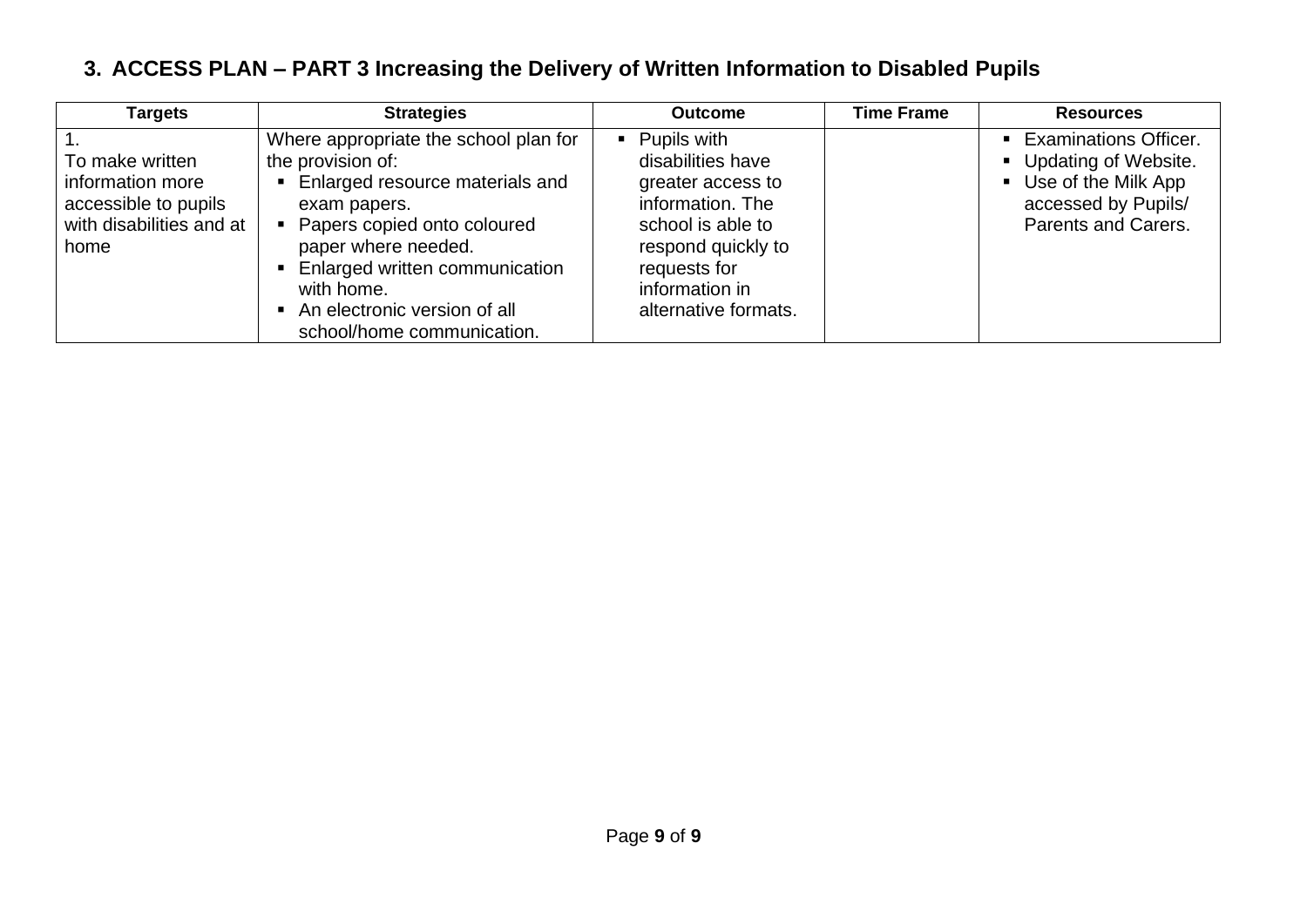### 3. ACCESS PLAN – PART 3 Increasing the Delivery of Written Information to Disabled Pupils

| Targets | Strategies | Outcome | Time Frame | Resources |
|---|---|---|---|---|
| 1.<br>To make written information more accessible to pupils with disabilities and at home | Where appropriate the school plan for the provision of:<br>▪ Enlarged resource materials and exam papers.<br>▪ Papers copied onto coloured paper where needed.<br>▪ Enlarged written communication with home.<br>▪ An electronic version of all school/home communication. | ▪ Pupils with disabilities have greater access to information. The school is able to respond quickly to requests for information in alternative formats. | | ▪ Examinations Officer.<br>▪ Updating of Website.<br>▪ Use of the Milk App accessed by Pupils/ Parents and Carers. |